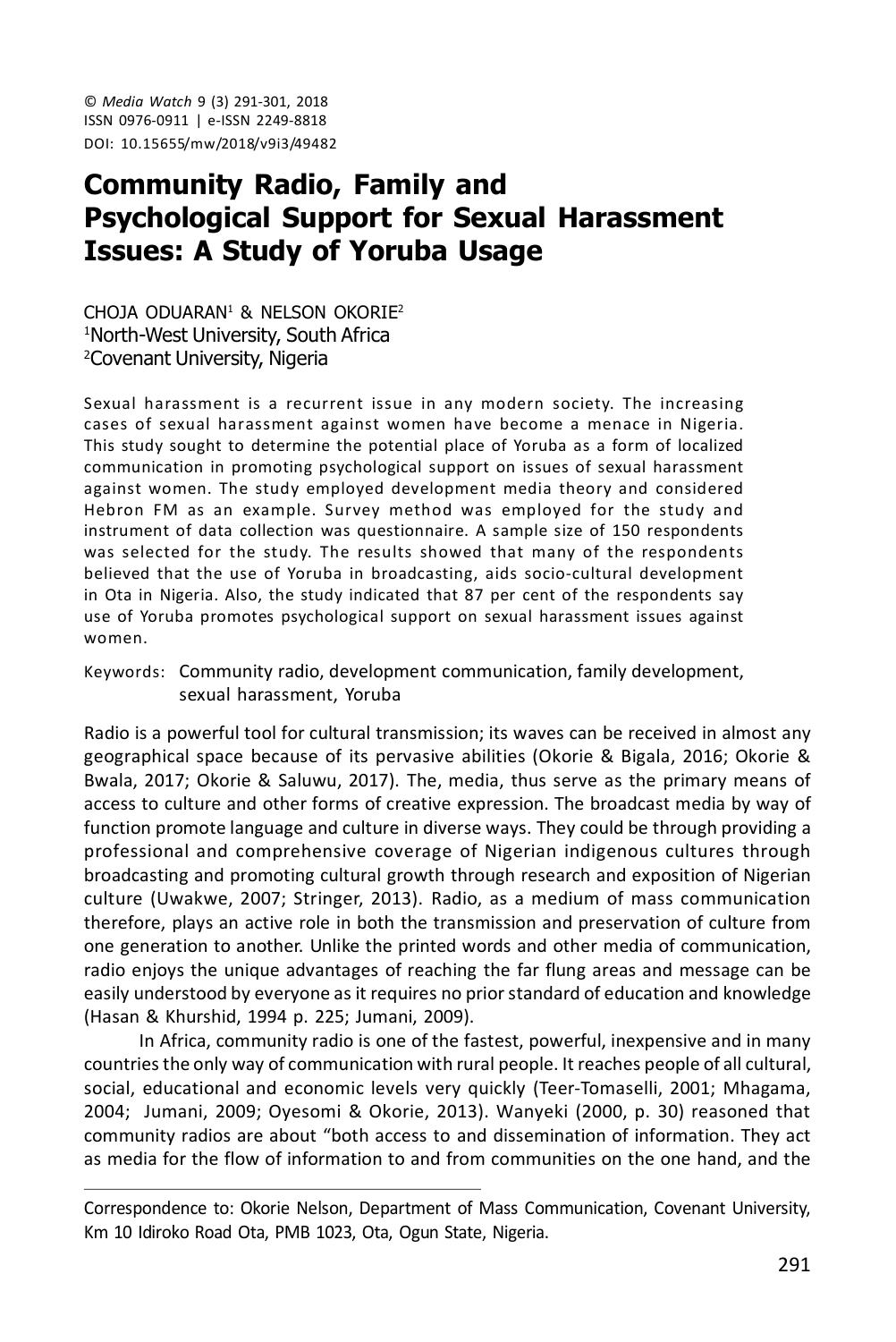© *Media Watch* 9 (3) 291-301, 2018
ISSN 0976-0911 | e-ISSN 2249-8818
DOI: 10.15655/mw/2018/v9i3/49482

# Community Radio, Family and Psychological Support for Sexual Harassment Issues: A Study of Yoruba Usage

CHOJA ODUARAN[1] & NELSON OKORIE[2]
[1]North-West University, South Africa
[2]Covenant University, Nigeria

Sexual harassment is a recurrent issue in any modern society. The increasing cases of sexual harassment against women have become a menace in Nigeria. This study sought to determine the potential place of Yoruba as a form of localized communication in promoting psychological support on issues of sexual harassment against women. The study employed development media theory and considered Hebron FM as an example. Survey method was employed for the study and instrument of data collection was questionnaire. A sample size of 150 respondents was selected for the study. The results showed that many of the respondents believed that the use of Yoruba in broadcasting, aids socio-cultural development in Ota in Nigeria. Also, the study indicated that 87 per cent of the respondents say use of Yoruba promotes psychological support on sexual harassment issues against women.

Keywords: Community radio, development communication, family development, sexual harassment, Yoruba

Radio is a powerful tool for cultural transmission; its waves can be received in almost any geographical space because of its pervasive abilities (Okorie & Bigala, 2016; Okorie & Bwala, 2017; Okorie & Saluwu, 2017). The, media, thus serve as the primary means of access to culture and other forms of creative expression. The broadcast media by way of function promote language and culture in diverse ways. They could be through providing a professional and comprehensive coverage of Nigerian indigenous cultures through broadcasting and promoting cultural growth through research and exposition of Nigerian culture (Uwakwe, 2007; Stringer, 2013). Radio, as a medium of mass communication therefore, plays an active role in both the transmission and preservation of culture from one generation to another. Unlike the printed words and other media of communication, radio enjoys the unique advantages of reaching the far flung areas and message can be easily understood by everyone as it requires no prior standard of education and knowledge (Hasan & Khurshid, 1994 p. 225; Jumani, 2009).

In Africa, community radio is one of the fastest, powerful, inexpensive and in many countries the only way of communication with rural people. It reaches people of all cultural, social, educational and economic levels very quickly (Teer-Tomaselli, 2001; Mhagama, 2004; Jumani, 2009; Oyesomi & Okorie, 2013). Wanyeki (2000, p. 30) reasoned that community radios are about "both access to and dissemination of information. They act as media for the flow of information to and from communities on the one hand, and the

---

Correspondence to: Okorie Nelson, Department of Mass Communication, Covenant University, Km 10 Idiroko Road Ota, PMB 1023, Ota, Ogun State, Nigeria.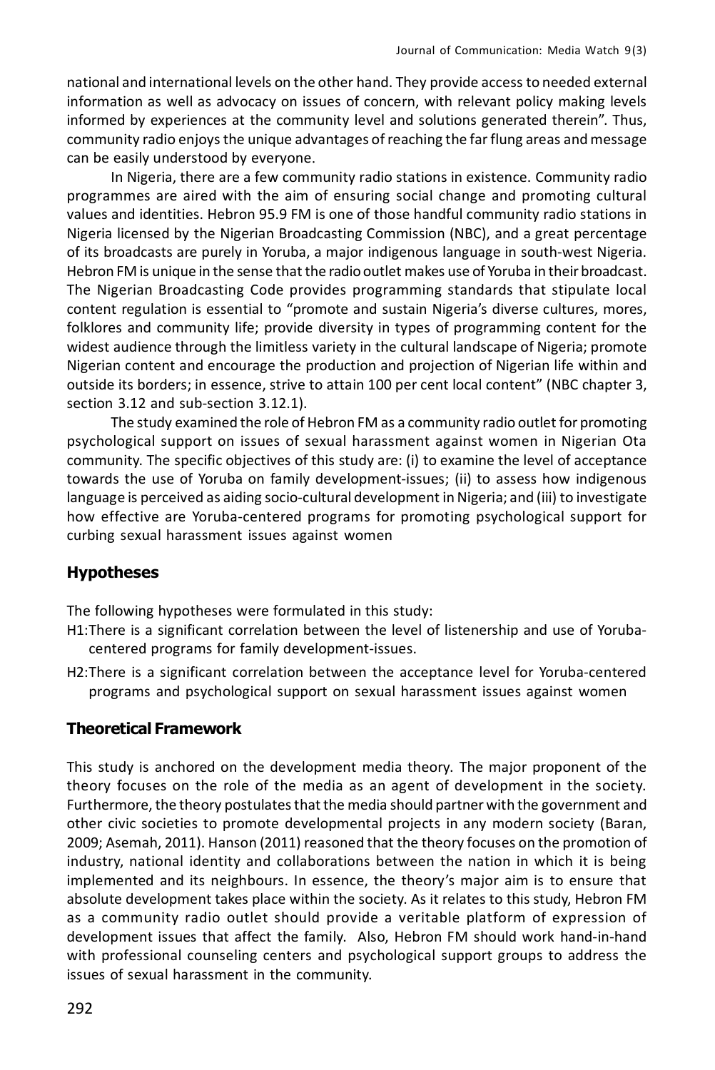national and international levels on the other hand. They provide access to needed external information as well as advocacy on issues of concern, with relevant policy making levels informed by experiences at the community level and solutions generated therein". Thus, community radio enjoys the unique advantages of reaching the far flung areas and message can be easily understood by everyone.

In Nigeria, there are a few community radio stations in existence. Community radio programmes are aired with the aim of ensuring social change and promoting cultural values and identities. Hebron 95.9 FM is one of those handful community radio stations in Nigeria licensed by the Nigerian Broadcasting Commission (NBC), and a great percentage of its broadcasts are purely in Yoruba, a major indigenous language in south-west Nigeria. Hebron FM is unique in the sense that the radio outlet makes use of Yoruba in their broadcast. The Nigerian Broadcasting Code provides programming standards that stipulate local content regulation is essential to "promote and sustain Nigeria's diverse cultures, mores, folklores and community life; provide diversity in types of programming content for the widest audience through the limitless variety in the cultural landscape of Nigeria; promote Nigerian content and encourage the production and projection of Nigerian life within and outside its borders; in essence, strive to attain 100 per cent local content" (NBC chapter 3, section 3.12 and sub-section 3.12.1).

The study examined the role of Hebron FM as a community radio outlet for promoting psychological support on issues of sexual harassment against women in Nigerian Ota community. The specific objectives of this study are: (i) to examine the level of acceptance towards the use of Yoruba on family development-issues; (ii) to assess how indigenous language is perceived as aiding socio-cultural development in Nigeria; and (iii) to investigate how effective are Yoruba-centered programs for promoting psychological support for curbing sexual harassment issues against women

## Hypotheses

The following hypotheses were formulated in this study:

H1: There is a significant correlation between the level of listenership and use of Yoruba-centered programs for family development-issues.

H2: There is a significant correlation between the acceptance level for Yoruba-centered programs and psychological support on sexual harassment issues against women

## Theoretical Framework

This study is anchored on the development media theory. The major proponent of the theory focuses on the role of the media as an agent of development in the society. Furthermore, the theory postulates that the media should partner with the government and other civic societies to promote developmental projects in any modern society (Baran, 2009; Asemah, 2011). Hanson (2011) reasoned that the theory focuses on the promotion of industry, national identity and collaborations between the nation in which it is being implemented and its neighbours. In essence, the theory's major aim is to ensure that absolute development takes place within the society. As it relates to this study, Hebron FM as a community radio outlet should provide a veritable platform of expression of development issues that affect the family. Also, Hebron FM should work hand-in-hand with professional counseling centers and psychological support groups to address the issues of sexual harassment in the community.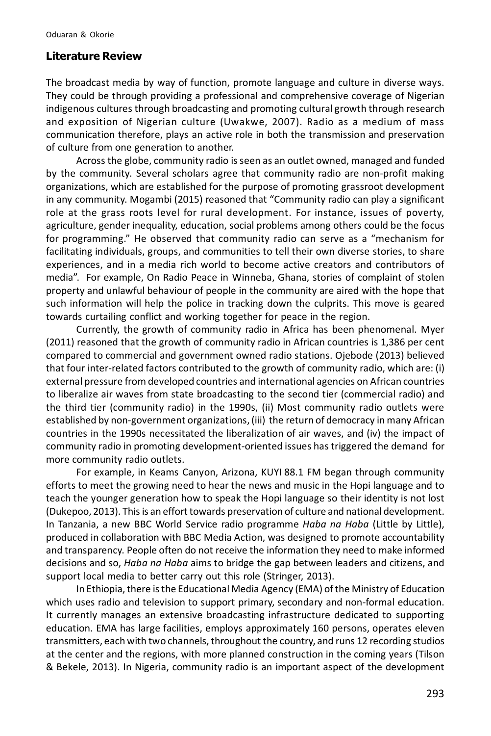## Literature Review

The broadcast media by way of function, promote language and culture in diverse ways. They could be through providing a professional and comprehensive coverage of Nigerian indigenous cultures through broadcasting and promoting cultural growth through research and exposition of Nigerian culture (Uwakwe, 2007). Radio as a medium of mass communication therefore, plays an active role in both the transmission and preservation of culture from one generation to another.

Across the globe, community radio is seen as an outlet owned, managed and funded by the community. Several scholars agree that community radio are non-profit making organizations, which are established for the purpose of promoting grassroot development in any community. Mogambi (2015) reasoned that "Community radio can play a significant role at the grass roots level for rural development. For instance, issues of poverty, agriculture, gender inequality, education, social problems among others could be the focus for programming." He observed that community radio can serve as a "mechanism for facilitating individuals, groups, and communities to tell their own diverse stories, to share experiences, and in a media rich world to become active creators and contributors of media". For example, On Radio Peace in Winneba, Ghana, stories of complaint of stolen property and unlawful behaviour of people in the community are aired with the hope that such information will help the police in tracking down the culprits. This move is geared towards curtailing conflict and working together for peace in the region.

Currently, the growth of community radio in Africa has been phenomenal. Myer (2011) reasoned that the growth of community radio in African countries is 1,386 per cent compared to commercial and government owned radio stations. Ojebode (2013) believed that four inter-related factors contributed to the growth of community radio, which are: (i) external pressure from developed countries and international agencies on African countries to liberalize air waves from state broadcasting to the second tier (commercial radio) and the third tier (community radio) in the 1990s, (ii) Most community radio outlets were established by non-government organizations, (iii) the return of democracy in many African countries in the 1990s necessitated the liberalization of air waves, and (iv) the impact of community radio in promoting development-oriented issues has triggered the demand for more community radio outlets.

For example, in Keams Canyon, Arizona, KUYI 88.1 FM began through community efforts to meet the growing need to hear the news and music in the Hopi language and to teach the younger generation how to speak the Hopi language so their identity is not lost (Dukepoo, 2013). This is an effort towards preservation of culture and national development. In Tanzania, a new BBC World Service radio programme *Haba na Haba* (Little by Little), produced in collaboration with BBC Media Action, was designed to promote accountability and transparency. People often do not receive the information they need to make informed decisions and so, *Haba na Haba* aims to bridge the gap between leaders and citizens, and support local media to better carry out this role (Stringer, 2013).

In Ethiopia, there is the Educational Media Agency (EMA) of the Ministry of Education which uses radio and television to support primary, secondary and non-formal education. It currently manages an extensive broadcasting infrastructure dedicated to supporting education. EMA has large facilities, employs approximately 160 persons, operates eleven transmitters, each with two channels, throughout the country, and runs 12 recording studios at the center and the regions, with more planned construction in the coming years (Tilson & Bekele, 2013). In Nigeria, community radio is an important aspect of the development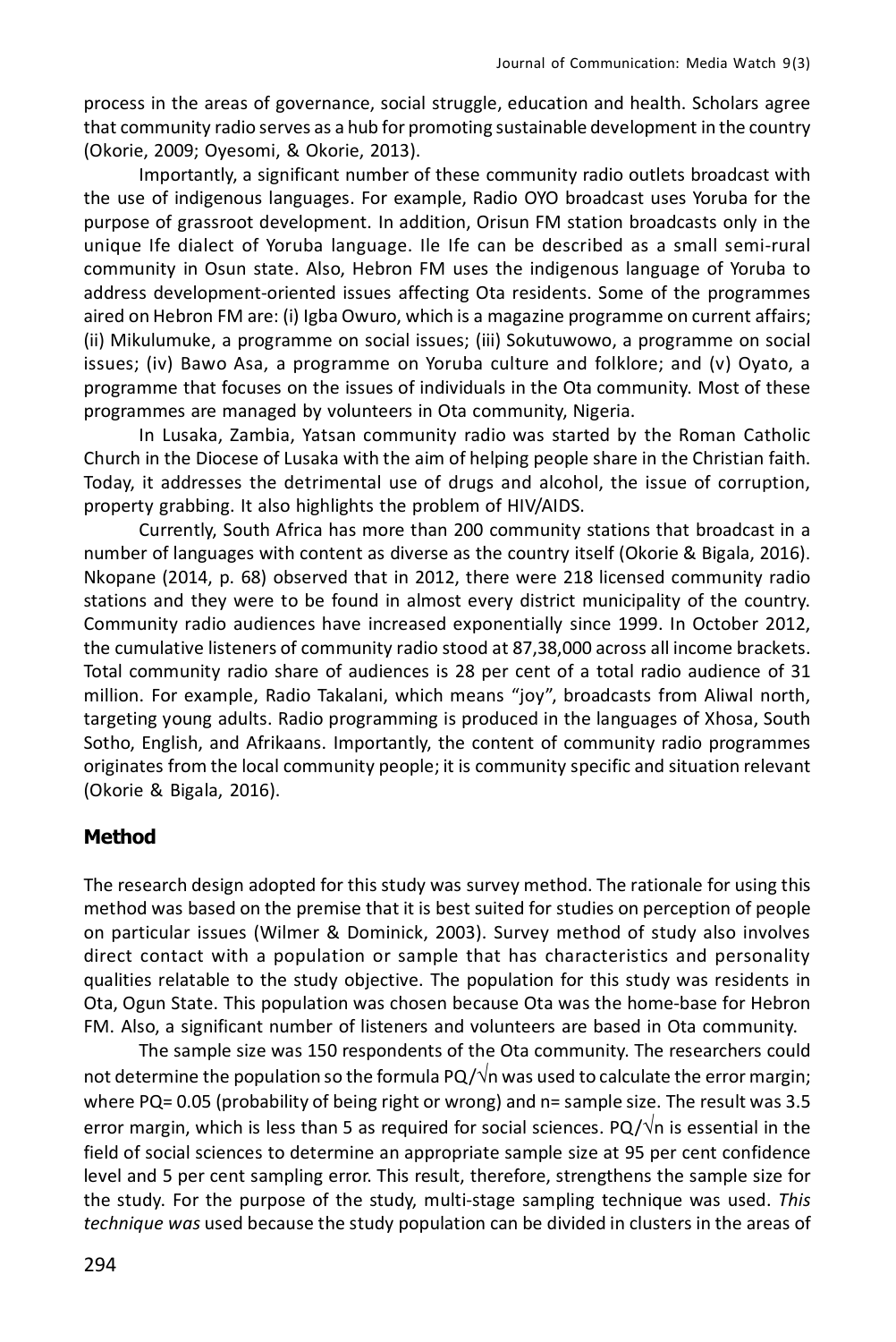process in the areas of governance, social struggle, education and health. Scholars agree that community radio serves as a hub for promoting sustainable development in the country (Okorie, 2009; Oyesomi, & Okorie, 2013).

Importantly, a significant number of these community radio outlets broadcast with the use of indigenous languages. For example, Radio OYO broadcast uses Yoruba for the purpose of grassroot development. In addition, Orisun FM station broadcasts only in the unique Ife dialect of Yoruba language. Ile Ife can be described as a small semi-rural community in Osun state. Also, Hebron FM uses the indigenous language of Yoruba to address development-oriented issues affecting Ota residents. Some of the programmes aired on Hebron FM are: (i) Igba Owuro, which is a magazine programme on current affairs; (ii) Mikulumuke, a programme on social issues; (iii) Sokutuwowo, a programme on social issues; (iv) Bawo Asa, a programme on Yoruba culture and folklore; and (v) Oyato, a programme that focuses on the issues of individuals in the Ota community. Most of these programmes are managed by volunteers in Ota community, Nigeria.

In Lusaka, Zambia, Yatsan community radio was started by the Roman Catholic Church in the Diocese of Lusaka with the aim of helping people share in the Christian faith. Today, it addresses the detrimental use of drugs and alcohol, the issue of corruption, property grabbing. It also highlights the problem of HIV/AIDS.

Currently, South Africa has more than 200 community stations that broadcast in a number of languages with content as diverse as the country itself (Okorie & Bigala, 2016). Nkopane (2014, p. 68) observed that in 2012, there were 218 licensed community radio stations and they were to be found in almost every district municipality of the country. Community radio audiences have increased exponentially since 1999. In October 2012, the cumulative listeners of community radio stood at 87,38,000 across all income brackets. Total community radio share of audiences is 28 per cent of a total radio audience of 31 million. For example, Radio Takalani, which means "joy", broadcasts from Aliwal north, targeting young adults. Radio programming is produced in the languages of Xhosa, South Sotho, English, and Afrikaans. Importantly, the content of community radio programmes originates from the local community people; it is community specific and situation relevant (Okorie & Bigala, 2016).

## Method

The research design adopted for this study was survey method. The rationale for using this method was based on the premise that it is best suited for studies on perception of people on particular issues (Wilmer & Dominick, 2003). Survey method of study also involves direct contact with a population or sample that has characteristics and personality qualities relatable to the study objective. The population for this study was residents in Ota, Ogun State. This population was chosen because Ota was the home-base for Hebron FM. Also, a significant number of listeners and volunteers are based in Ota community.

The sample size was 150 respondents of the Ota community. The researchers could not determine the population so the formula $PQ/\sqrt{n}$ was used to calculate the error margin; where PQ= 0.05 (probability of being right or wrong) and n= sample size. The result was 3.5 error margin, which is less than 5 as required for social sciences. $PQ/\sqrt{n}$ is essential in the field of social sciences to determine an appropriate sample size at 95 per cent confidence level and 5 per cent sampling error. This result, therefore, strengthens the sample size for the study. For the purpose of the study, multi-stage sampling technique was used. *This technique was* used because the study population can be divided in clusters in the areas of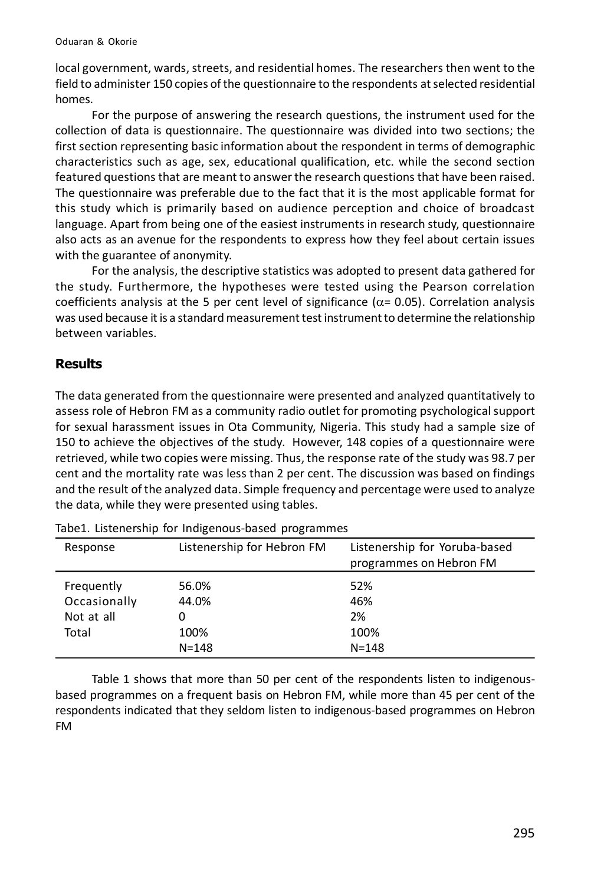local government, wards, streets, and residential homes. The researchers then went to the field to administer 150 copies of the questionnaire to the respondents at selected residential homes.

For the purpose of answering the research questions, the instrument used for the collection of data is questionnaire. The questionnaire was divided into two sections; the first section representing basic information about the respondent in terms of demographic characteristics such as age, sex, educational qualification, etc. while the second section featured questions that are meant to answer the research questions that have been raised. The questionnaire was preferable due to the fact that it is the most applicable format for this study which is primarily based on audience perception and choice of broadcast language. Apart from being one of the easiest instruments in research study, questionnaire also acts as an avenue for the respondents to express how they feel about certain issues with the guarantee of anonymity.

For the analysis, the descriptive statistics was adopted to present data gathered for the study. Furthermore, the hypotheses were tested using the Pearson correlation coefficients analysis at the 5 per cent level of significance ($\alpha = 0.05$). Correlation analysis was used because it is a standard measurement test instrument to determine the relationship between variables.

## Results

The data generated from the questionnaire were presented and analyzed quantitatively to assess role of Hebron FM as a community radio outlet for promoting psychological support for sexual harassment issues in Ota Community, Nigeria. This study had a sample size of 150 to achieve the objectives of the study. However, 148 copies of a questionnaire were retrieved, while two copies were missing. Thus, the response rate of the study was 98.7 per cent and the mortality rate was less than 2 per cent. The discussion was based on findings and the result of the analyzed data. Simple frequency and percentage were used to analyze the data, while they were presented using tables.

Tabe1. Listenership for Indigenous-based programmes

| Response | Listenership for Hebron FM | Listenership for Yoruba-based programmes on Hebron FM |
|---|---|---|
| Frequently | 56.0% | 52% |
| Occasionally | 44.0% | 46% |
| Not at all | 0 | 2% |
| Total | 100% | 100% |
| | N=148 | N=148 |

Table 1 shows that more than 50 per cent of the respondents listen to indigenous-based programmes on a frequent basis on Hebron FM, while more than 45 per cent of the respondents indicated that they seldom listen to indigenous-based programmes on Hebron FM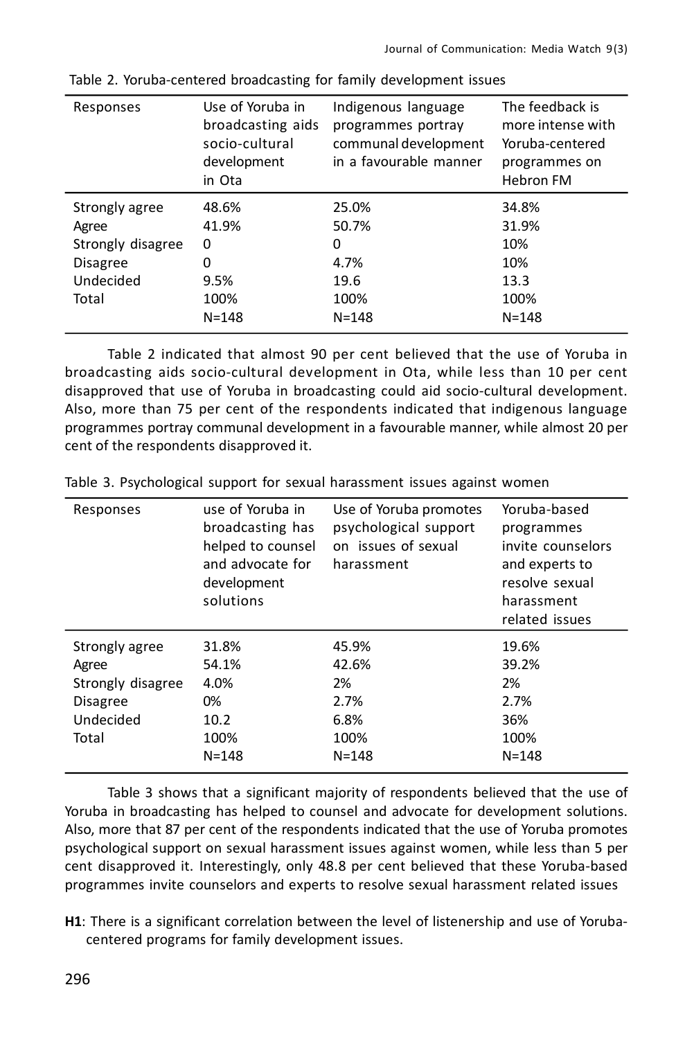Table 2. Yoruba-centered broadcasting for family development issues

| Responses | Use of Yoruba in broadcasting aids socio-cultural development in Ota | Indigenous language programmes portray communal development in a favourable manner | The feedback is more intense with Yoruba-centered programmes on Hebron FM |
|---|---|---|---|
| Strongly agree | 48.6% | 25.0% | 34.8% |
| Agree | 41.9% | 50.7% | 31.9% |
| Strongly disagree | 0 | 0 | 10% |
| Disagree | 0 | 4.7% | 10% |
| Undecided | 9.5% | 19.6 | 13.3 |
| Total | 100% | 100% | 100% |
| | N=148 | N=148 | N=148 |

Table 2 indicated that almost 90 per cent believed that the use of Yoruba in broadcasting aids socio-cultural development in Ota, while less than 10 per cent disapproved that use of Yoruba in broadcasting could aid socio-cultural development. Also, more than 75 per cent of the respondents indicated that indigenous language programmes portray communal development in a favourable manner, while almost 20 per cent of the respondents disapproved it.

Table 3. Psychological support for sexual harassment issues against women

| Responses | use of Yoruba in broadcasting has helped to counsel and advocate for development solutions | Use of Yoruba promotes psychological support on issues of sexual harassment | Yoruba-based programmes invite counselors and experts to resolve sexual harassment related issues |
|---|---|---|---|
| Strongly agree | 31.8% | 45.9% | 19.6% |
| Agree | 54.1% | 42.6% | 39.2% |
| Strongly disagree | 4.0% | 2% | 2% |
| Disagree | 0% | 2.7% | 2.7% |
| Undecided | 10.2 | 6.8% | 36% |
| Total | 100% | 100% | 100% |
| | N=148 | N=148 | N=148 |

Table 3 shows that a significant majority of respondents believed that the use of Yoruba in broadcasting has helped to counsel and advocate for development solutions. Also, more that 87 per cent of the respondents indicated that the use of Yoruba promotes psychological support on sexual harassment issues against women, while less than 5 per cent disapproved it. Interestingly, only 48.8 per cent believed that these Yoruba-based programmes invite counselors and experts to resolve sexual harassment related issues

**H1**: There is a significant correlation between the level of listenership and use of Yoruba-centered programs for family development issues.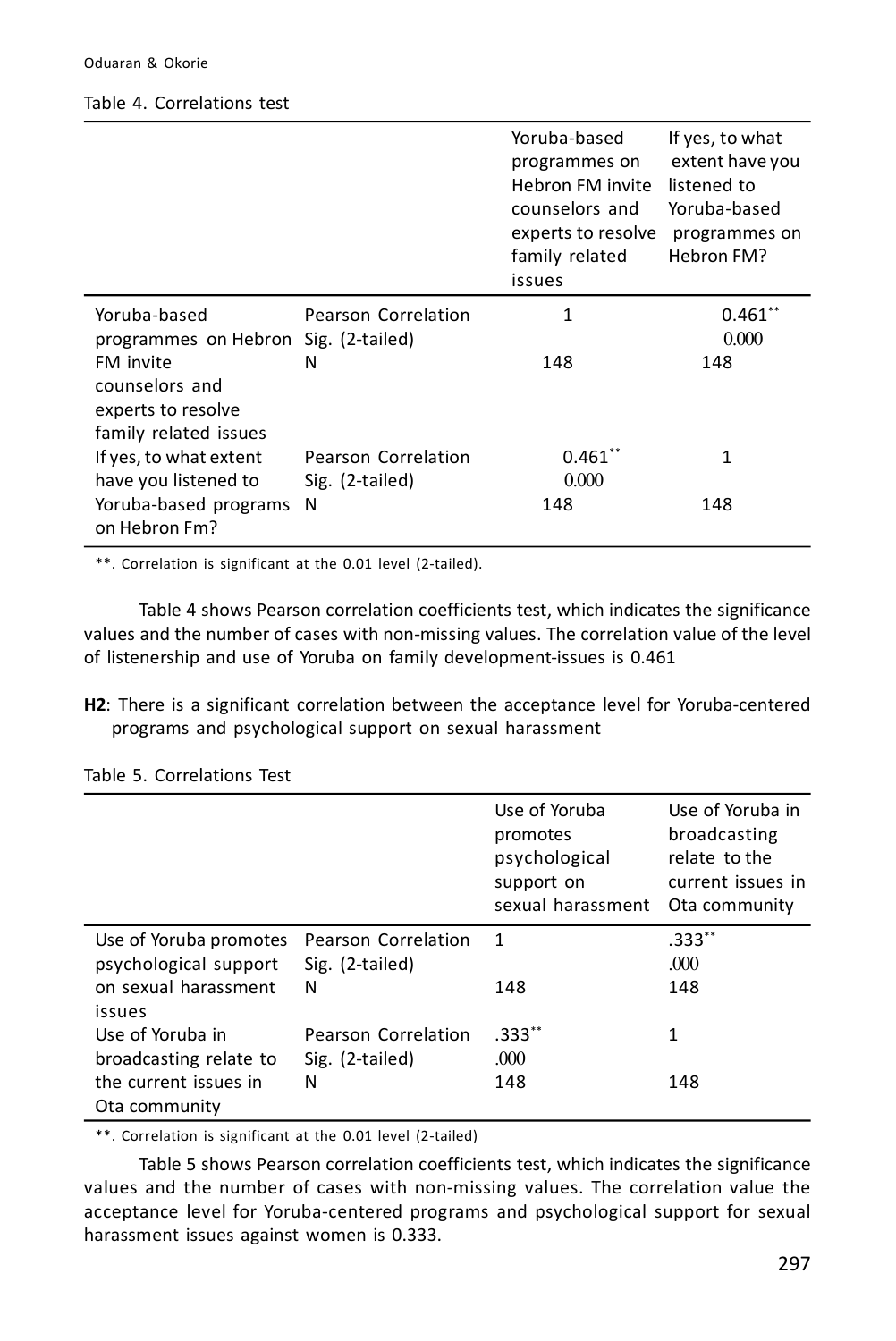Table 4. Correlations test

| | | Yoruba-based programmes on Hebron FM invite counselors and experts to resolve family related issues | If yes, to what extent have you listened to Yoruba-based programmes on Hebron FM? |
|---|---|---|---|
| Yoruba-based programmes on Hebron FM invite counselors and experts to resolve family related issues | Pearson Correlation | 1 | 0.461** |
| | Sig. (2-tailed) | | 0.000 |
| | N | 148 | 148 |
| If yes, to what extent have you listened to Yoruba-based programs on Hebron Fm? | Pearson Correlation | 0.461** | 1 |
| | Sig. (2-tailed) | 0.000 | |
| | N | 148 | 148 |

**. Correlation is significant at the 0.01 level (2-tailed).

Table 4 shows Pearson correlation coefficients test, which indicates the significance values and the number of cases with non-missing values. The correlation value of the level of listenership and use of Yoruba on family development-issues is 0.461

**H2**: There is a significant correlation between the acceptance level for Yoruba-centered programs and psychological support on sexual harassment

Table 5. Correlations Test

| | | Use of Yoruba promotes psychological support on sexual harassment | Use of Yoruba in broadcasting relate to the current issues in Ota community |
|---|---|---|---|
| Use of Yoruba promotes psychological support on sexual harassment issues | Pearson Correlation | 1 | .333** |
| | Sig. (2-tailed) | | .000 |
| | N | 148 | 148 |
| Use of Yoruba in broadcasting relate to the current issues in Ota community | Pearson Correlation | .333** | 1 |
| | Sig. (2-tailed) | .000 | |
| | N | 148 | 148 |

**. Correlation is significant at the 0.01 level (2-tailed)

Table 5 shows Pearson correlation coefficients test, which indicates the significance values and the number of cases with non-missing values. The correlation value the acceptance level for Yoruba-centered programs and psychological support for sexual harassment issues against women is 0.333.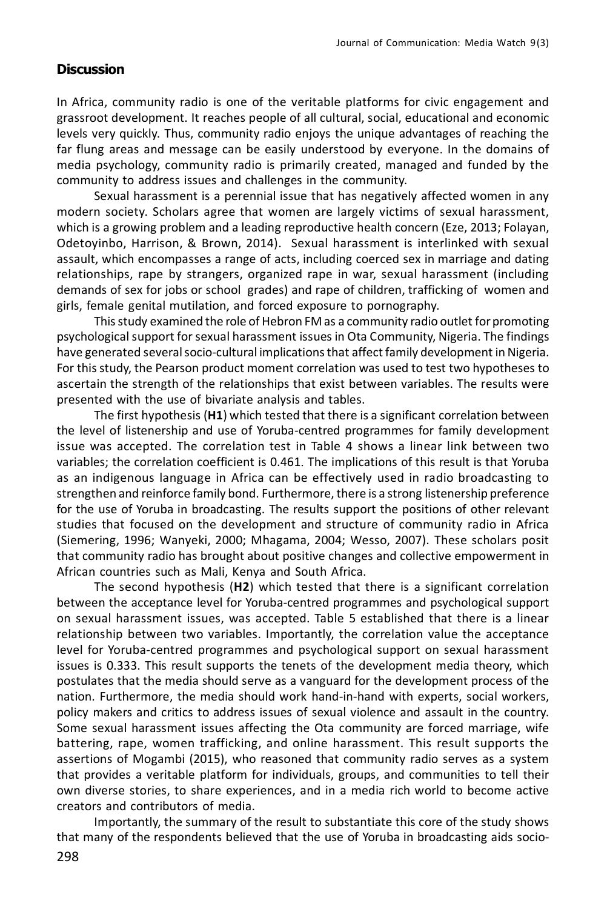## Discussion

In Africa, community radio is one of the veritable platforms for civic engagement and grassroot development. It reaches people of all cultural, social, educational and economic levels very quickly. Thus, community radio enjoys the unique advantages of reaching the far flung areas and message can be easily understood by everyone. In the domains of media psychology, community radio is primarily created, managed and funded by the community to address issues and challenges in the community.

Sexual harassment is a perennial issue that has negatively affected women in any modern society. Scholars agree that women are largely victims of sexual harassment, which is a growing problem and a leading reproductive health concern (Eze, 2013; Folayan, Odetoyinbo, Harrison, & Brown, 2014). Sexual harassment is interlinked with sexual assault, which encompasses a range of acts, including coerced sex in marriage and dating relationships, rape by strangers, organized rape in war, sexual harassment (including demands of sex for jobs or school grades) and rape of children, trafficking of women and girls, female genital mutilation, and forced exposure to pornography.

This study examined the role of Hebron FM as a community radio outlet for promoting psychological support for sexual harassment issues in Ota Community, Nigeria. The findings have generated several socio-cultural implications that affect family development in Nigeria. For this study, the Pearson product moment correlation was used to test two hypotheses to ascertain the strength of the relationships that exist between variables. The results were presented with the use of bivariate analysis and tables.

The first hypothesis (**H1**) which tested that there is a significant correlation between the level of listenership and use of Yoruba-centred programmes for family development issue was accepted. The correlation test in Table 4 shows a linear link between two variables; the correlation coefficient is 0.461. The implications of this result is that Yoruba as an indigenous language in Africa can be effectively used in radio broadcasting to strengthen and reinforce family bond. Furthermore, there is a strong listenership preference for the use of Yoruba in broadcasting. The results support the positions of other relevant studies that focused on the development and structure of community radio in Africa (Siemering, 1996; Wanyeki, 2000; Mhagama, 2004; Wesso, 2007). These scholars posit that community radio has brought about positive changes and collective empowerment in African countries such as Mali, Kenya and South Africa.

The second hypothesis (**H2**) which tested that there is a significant correlation between the acceptance level for Yoruba-centred programmes and psychological support on sexual harassment issues, was accepted. Table 5 established that there is a linear relationship between two variables. Importantly, the correlation value the acceptance level for Yoruba-centred programmes and psychological support on sexual harassment issues is 0.333. This result supports the tenets of the development media theory, which postulates that the media should serve as a vanguard for the development process of the nation. Furthermore, the media should work hand-in-hand with experts, social workers, policy makers and critics to address issues of sexual violence and assault in the country. Some sexual harassment issues affecting the Ota community are forced marriage, wife battering, rape, women trafficking, and online harassment. This result supports the assertions of Mogambi (2015), who reasoned that community radio serves as a system that provides a veritable platform for individuals, groups, and communities to tell their own diverse stories, to share experiences, and in a media rich world to become active creators and contributors of media.

Importantly, the summary of the result to substantiate this core of the study shows that many of the respondents believed that the use of Yoruba in broadcasting aids socio-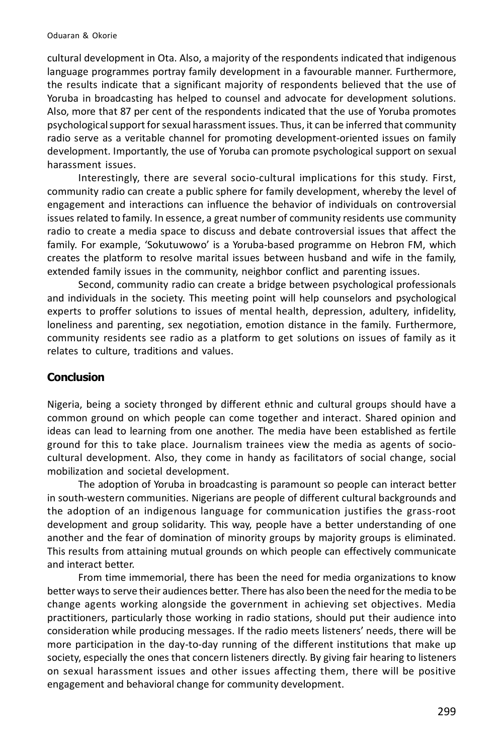cultural development in Ota. Also, a majority of the respondents indicated that indigenous language programmes portray family development in a favourable manner. Furthermore, the results indicate that a significant majority of respondents believed that the use of Yoruba in broadcasting has helped to counsel and advocate for development solutions. Also, more that 87 per cent of the respondents indicated that the use of Yoruba promotes psychological support for sexual harassment issues. Thus, it can be inferred that community radio serve as a veritable channel for promoting development-oriented issues on family development. Importantly, the use of Yoruba can promote psychological support on sexual harassment issues.

Interestingly, there are several socio-cultural implications for this study. First, community radio can create a public sphere for family development, whereby the level of engagement and interactions can influence the behavior of individuals on controversial issues related to family. In essence, a great number of community residents use community radio to create a media space to discuss and debate controversial issues that affect the family. For example, 'Sokutuwowo' is a Yoruba-based programme on Hebron FM, which creates the platform to resolve marital issues between husband and wife in the family, extended family issues in the community, neighbor conflict and parenting issues.

Second, community radio can create a bridge between psychological professionals and individuals in the society. This meeting point will help counselors and psychological experts to proffer solutions to issues of mental health, depression, adultery, infidelity, loneliness and parenting, sex negotiation, emotion distance in the family. Furthermore, community residents see radio as a platform to get solutions on issues of family as it relates to culture, traditions and values.

## Conclusion

Nigeria, being a society thronged by different ethnic and cultural groups should have a common ground on which people can come together and interact. Shared opinion and ideas can lead to learning from one another. The media have been established as fertile ground for this to take place. Journalism trainees view the media as agents of socio-cultural development. Also, they come in handy as facilitators of social change, social mobilization and societal development.

The adoption of Yoruba in broadcasting is paramount so people can interact better in south-western communities. Nigerians are people of different cultural backgrounds and the adoption of an indigenous language for communication justifies the grass-root development and group solidarity. This way, people have a better understanding of one another and the fear of domination of minority groups by majority groups is eliminated. This results from attaining mutual grounds on which people can effectively communicate and interact better.

From time immemorial, there has been the need for media organizations to know better ways to serve their audiences better. There has also been the need for the media to be change agents working alongside the government in achieving set objectives. Media practitioners, particularly those working in radio stations, should put their audience into consideration while producing messages. If the radio meets listeners' needs, there will be more participation in the day-to-day running of the different institutions that make up society, especially the ones that concern listeners directly. By giving fair hearing to listeners on sexual harassment issues and other issues affecting them, there will be positive engagement and behavioral change for community development.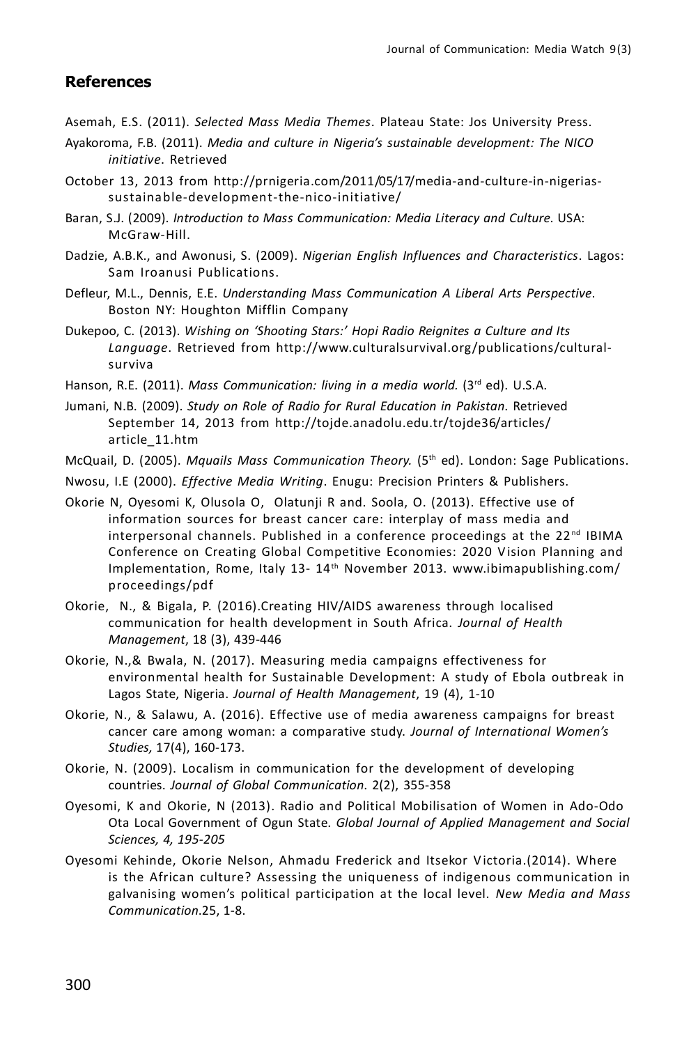## References

Asemah, E.S. (2011). *Selected Mass Media Themes*. Plateau State: Jos University Press.

Ayakoroma, F.B. (2011). *Media and culture in Nigeria's sustainable development: The NICO initiative*. Retrieved

October 13, 2013 from http://prnigeria.com/2011/05/17/media-and-culture-in-nigerias-sustainable-development-the-nico-initiative/

Baran, S.J. (2009). *Introduction to Mass Communication: Media Literacy and Culture*. USA: McGraw-Hill.

Dadzie, A.B.K., and Awonusi, S. (2009). *Nigerian English Influences and Characteristics*. Lagos: Sam Iroanusi Publications.

Defleur, M.L., Dennis, E.E. *Understanding Mass Communication A Liberal Arts Perspective*. Boston NY: Houghton Mifflin Company

Dukepoo, C. (2013). *Wishing on 'Shooting Stars:' Hopi Radio Reignites a Culture and Its Language*. Retrieved from http://www.culturalsurvival.org/publications/cultural-surviva

Hanson, R.E. (2011). *Mass Communication: living in a media world.* (3rd ed). U.S.A.

Jumani, N.B. (2009). *Study on Role of Radio for Rural Education in Pakistan*. Retrieved September 14, 2013 from http://tojde.anadolu.edu.tr/tojde36/articles/article_11.htm

McQuail, D. (2005). *Mquails Mass Communication Theory.* (5th ed). London: Sage Publications.

Nwosu, I.E (2000). *Effective Media Writing*. Enugu: Precision Printers & Publishers.

Okorie N, Oyesomi K, Olusola O, Olatunji R and. Soola, O. (2013). Effective use of information sources for breast cancer care: interplay of mass media and interpersonal channels. Published in a conference proceedings at the 22nd IBIMA Conference on Creating Global Competitive Economies: 2020 Vision Planning and Implementation, Rome, Italy 13- 14th November 2013. www.ibimapublishing.com/proceedings/pdf

Okorie, N., & Bigala, P. (2016).Creating HIV/AIDS awareness through localised communication for health development in South Africa. *Journal of Health Management*, 18 (3), 439-446

Okorie, N.,& Bwala, N. (2017). Measuring media campaigns effectiveness for environmental health for Sustainable Development: A study of Ebola outbreak in Lagos State, Nigeria. *Journal of Health Management*, 19 (4), 1-10

Okorie, N., & Salawu, A. (2016). Effective use of media awareness campaigns for breast cancer care among woman: a comparative study. *Journal of International Women's Studies,* 17(4), 160-173.

Okorie, N. (2009). Localism in communication for the development of developing countries. *Journal of Global Communication*. 2(2), 355-358

Oyesomi, K and Okorie, N (2013). Radio and Political Mobilisation of Women in Ado-Odo Ota Local Government of Ogun State. *Global Journal of Applied Management and Social Sciences, 4, 195-205*

Oyesomi Kehinde, Okorie Nelson, Ahmadu Frederick and Itsekor Victoria.(2014). Where is the African culture? Assessing the uniqueness of indigenous communication in galvanising women's political participation at the local level. *New Media and Mass Communication*.25, 1-8.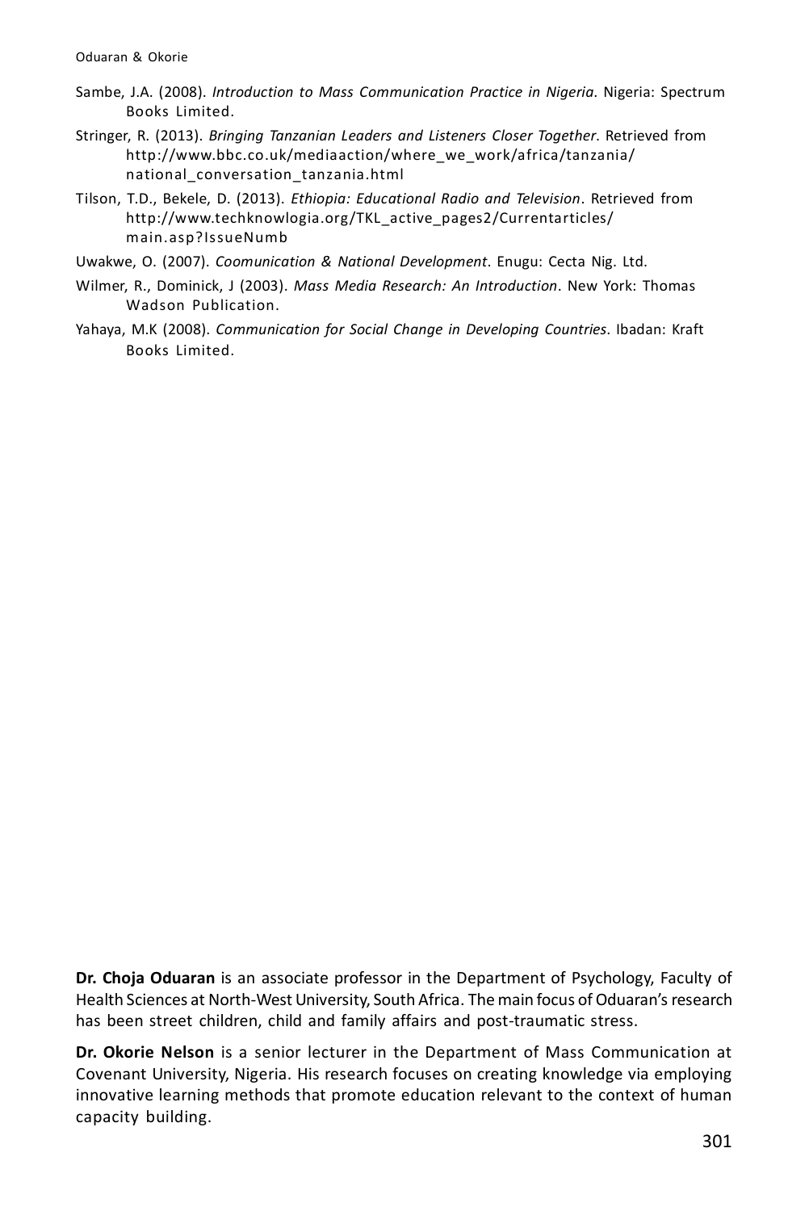Sambe, J.A. (2008). *Introduction to Mass Communication Practice in Nigeria*. Nigeria: Spectrum Books Limited.

Stringer, R. (2013). *Bringing Tanzanian Leaders and Listeners Closer Together*. Retrieved from http://www.bbc.co.uk/mediaaction/where_we_work/africa/tanzania/national_conversation_tanzania.html

Tilson, T.D., Bekele, D. (2013). *Ethiopia: Educational Radio and Television*. Retrieved from http://www.techknowlogia.org/TKL_active_pages2/Currentarticles/main.asp?IssueNumb

Uwakwe, O. (2007). *Coomunication & National Development*. Enugu: Cecta Nig. Ltd.

Wilmer, R., Dominick, J (2003). *Mass Media Research: An Introduction*. New York: Thomas Wadson Publication.

Yahaya, M.K (2008). *Communication for Social Change in Developing Countries*. Ibadan: Kraft Books Limited.

**Dr. Choja Oduaran** is an associate professor in the Department of Psychology, Faculty of Health Sciences at North-West University, South Africa. The main focus of Oduaran's research has been street children, child and family affairs and post-traumatic stress.

**Dr. Okorie Nelson** is a senior lecturer in the Department of Mass Communication at Covenant University, Nigeria. His research focuses on creating knowledge via employing innovative learning methods that promote education relevant to the context of human capacity building.